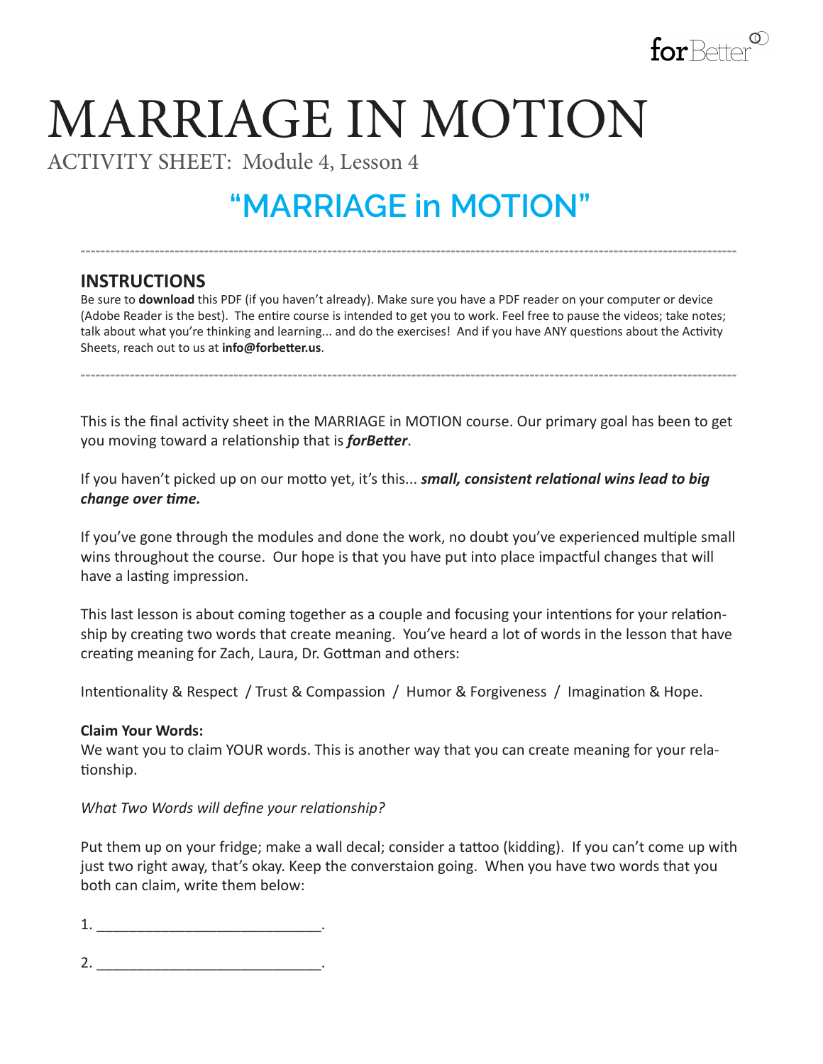# MARRIAGE IN MOTION

ACTIVITY SHEET: Module 4, Lesson 4

## "MARRIAGE in MOTION"

---

### INSTRUCTIONS

Be sure to **download** this PDF (if you haven't already). Make sure you have a PDF reader on your computer or device (Adobe Reader is the best). The entire course is intended to get you to work. Feel free to pause the videos; take notes; talk about what you're thinking and learning... and do the exercises! And if you have ANY questions about the Activity Sheets, reach out to us at **info@forbetter.us**.

---

This is the final activity sheet in the MARRIAGE in MOTION course. Our primary goal has been to get you moving toward a relationship that is ***forBetter***.

If you haven't picked up on our motto yet, it's this... ***small, consistent relational wins lead to big change over time.***

If you've gone through the modules and done the work, no doubt you've experienced multiple small wins throughout the course. Our hope is that you have put into place impactful changes that will have a lasting impression.

This last lesson is about coming together as a couple and focusing your intentions for your relationship by creating two words that create meaning. You've heard a lot of words in the lesson that have creating meaning for Zach, Laura, Dr. Gottman and others:

Intentionality & Respect / Trust & Compassion / Humor & Forgiveness / Imagination & Hope.

**Claim Your Words:**
We want you to claim YOUR words. This is another way that you can create meaning for your relationship.

*What Two Words will define your relationship?*

Put them up on your fridge; make a wall decal; consider a tattoo (kidding). If you can't come up with just two right away, that's okay. Keep the converstaion going. When you have two words that you both can claim, write them below:

1. ___________________________.

2. ___________________________.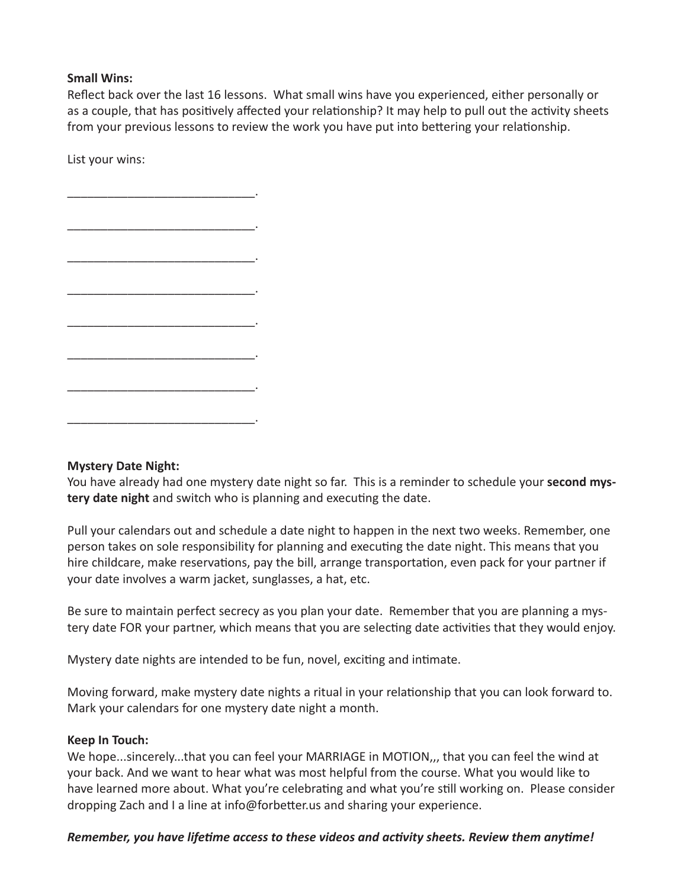**Small Wins:**
Reflect back over the last 16 lessons. What small wins have you experienced, either personally or as a couple, that has positively affected your relationship? It may help to pull out the activity sheets from your previous lessons to review the work you have put into bettering your relationship.

List your wins:

_____________________________.

_____________________________.

_____________________________.

_____________________________.

_____________________________.

_____________________________.

_____________________________.

_____________________________.

**Mystery Date Night:**
You have already had one mystery date night so far. This is a reminder to schedule your **second mystery date night** and switch who is planning and executing the date.

Pull your calendars out and schedule a date night to happen in the next two weeks. Remember, one person takes on sole responsibility for planning and executing the date night. This means that you hire childcare, make reservations, pay the bill, arrange transportation, even pack for your partner if your date involves a warm jacket, sunglasses, a hat, etc.

Be sure to maintain perfect secrecy as you plan your date. Remember that you are planning a mystery date FOR your partner, which means that you are selecting date activities that they would enjoy.

Mystery date nights are intended to be fun, novel, exciting and intimate.

Moving forward, make mystery date nights a ritual in your relationship that you can look forward to. Mark your calendars for one mystery date night a month.

**Keep In Touch:**
We hope...sincerely...that you can feel your MARRIAGE in MOTION,,, that you can feel the wind at your back. And we want to hear what was most helpful from the course. What you would like to have learned more about. What you're celebrating and what you're still working on. Please consider dropping Zach and I a line at info@forbetter.us and sharing your experience.

***Remember, you have lifetime access to these videos and activity sheets. Review them anytime!***